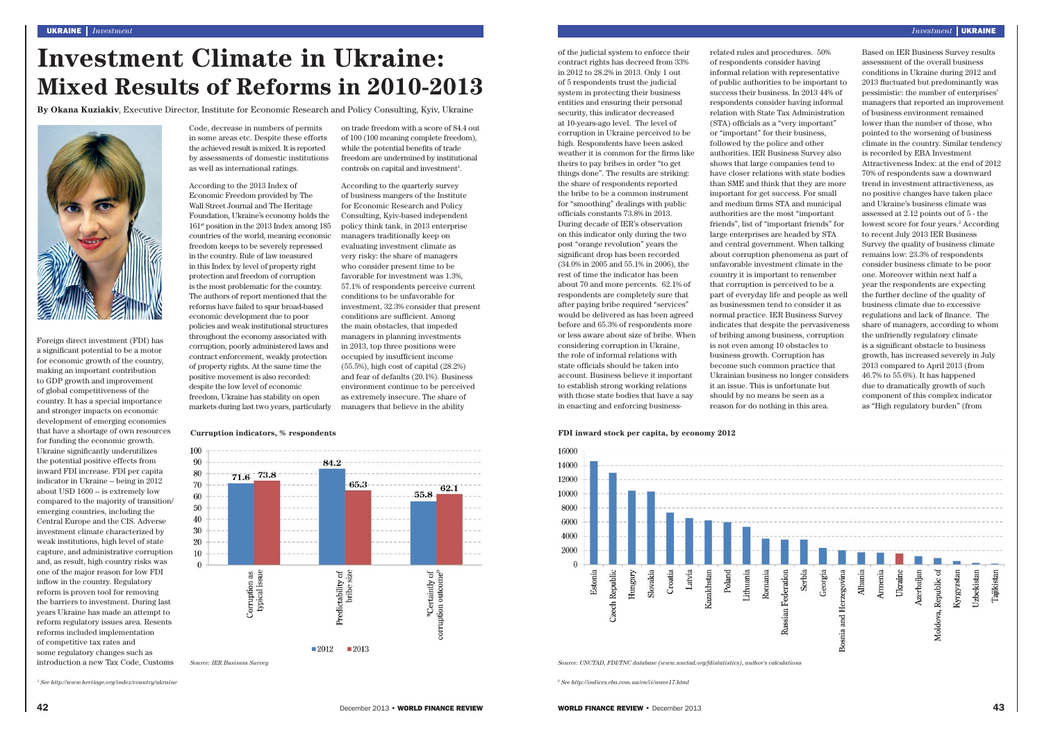# Investment Climate in Ukraine: Mixed Results of Reforms in 2010-2013

**By Okana Kuziakiv**, Executive Director, Institute for Economic Research and Policy Consulting, Kyiv, Ukraine

Foreign direct investment (FDI) has a significant potential to be a motor for economic growth of the country, making an important contribution to GDP growth and improvement of global competitiveness of the country. It has a special importance and stronger impacts on economic development of emerging economies that have a shortage of own resources for funding the economic growth. Ukraine significantly underutilizes the potential positive effects from inward FDI increase. FDI per capita indicator in Ukraine – being in 2012 about USD 1600 – is extremely low compared to the majority of transition/emerging countries, including the Central Europe and the CIS. Adverse investment climate characterized by weak institutions, high level of state capture, and administrative corruption and, as result, high country risks was one of the major reason for low FDI inflow in the country. Regulatory reform is proven tool for removing the barriers to investment. During last years Ukraine has made an attempt to reform regulatory issues area. Resents reforms included implementation of competitive tax rates and some regulatory changes such as introduction a new Tax Code, Customs Code, decrease in numbers of permits in some areas etc. Despite these efforts the achieved result is mixed. It is reported by assessments of domestic institutions as well as international ratings.

According to the 2013 Index of Economic Freedom provided by The Wall Street Journal and The Heritage Foundation, Ukraine's economy holds the 161st position in the 2013 Index among 185 countries of the world, meaning economic freedom keeps to be severely repressed in the country. Rule of law measured in this Index by level of property right protection and freedom of corruption is the most problematic for the country. The authors of report mentioned that the reforms have failed to spur broad-based economic development due to poor policies and weak institutional structures throughout the economy associated with corruption, poorly administered laws and contract enforcement, weakly protection of property rights. At the same time the positive movement is also recorded: despite the low level of economic freedom, Ukraine has stability on open markets during last two years, particularly on trade freedom with a score of 84.4 out of 100 (100 meaning complete freedom), while the potential benefits of trade freedom are undermined by institutional controls on capital and investment[1].

According to the quarterly survey of business mangers of the Institute for Economic Research and Policy Consulting, Kyiv-based independent policy think tank, in 2013 enterprise managers traditionally keep on evaluating investment climate as very risky: the share of managers who consider present time to be favorable for investment was 1.3%, 57.1% of respondents perceive current conditions to be unfavorable for investment, 32.3% consider that present conditions are sufficient. Among the main obstacles, that impeded managers in planning investments in 2013, top three positions were occupied by insufficient income (55.5%), high cost of capital (28.2%) and fear of defaults (20.1%). Business environment continue to be perceived as extremely insecure. The share of managers that believe in the ability of the judicial system to enforce their contract rights has decreed from 33% in 2012 to 28.2% in 2013. Only 1 out of 5 respondents trust the judicial system in protecting their business entities and ensuring their personal security, this indicator decreased at 10-years-ago level. The level of corruption in Ukraine perceived to be high. Respondents have been asked weather it is common for the firms like theirs to pay bribes in order "to get things done". The results are striking: the share of respondents reported the bribe to be a common instrument for "smoothing" dealings with public officials constants 73.8% in 2013. During decade of IER's observation on this indicator only during the two post "orange revolution" years the significant drop has been recorded (34.0% in 2005 and 55.1% in 2006), the rest of time the indicator has been about 70 and more percents. 62.1% of respondents are completely sure that after paying bribe required "services" would be delivered as has been agreed before and 65.3% of respondents more or less aware about size of bribe. When considering corruption in Ukraine, the role of informal relations with state officials should be taken into account. Business believe it important to establish strong working relations with those state bodies that have a say in enacting and enforcing business-related rules and procedures. 50% of respondents consider having informal relation with representative of public authorities to be important to success their business. In 2013 44% of respondents consider having informal relation with State Tax Administration (STA) officials as a "very important" or "important" for their business, followed by the police and other authorities. IER Business Survey also shows that large companies tend to have closer relations with state bodies than SME and think that they are more important for get success. For small and medium firms STA and municipal authorities are the most "important friends", list of "important friends" for large enterprises are headed by STA and central government. When talking about corruption phenomena as part of unfavorable investment climate in the country it is important to remember that corruption is perceived to be a part of everyday life and people as well as businessmen tend to consider it as normal practice. IER Business Survey indicates that despite the pervasiveness of bribing among business, corruption is not even among 10 obstacles to business growth. Corruption has become such common practice that Ukrainian business no longer considers it an issue. This is unfortunate but should by no means be seen as a reason for do nothing in this area.

Based on IER Business Survey results assessment of the overall business conditions in Ukraine during 2012 and 2013 fluctuated but predominantly was pessimistic: the number of enterprises' managers that reported an improvement of business environment remained lower than the number of those, who pointed to the worsening of business climate in the country. Similar tendency is recorded by EBA Investment Attractiveness Index: at the end of 2012 70% of respondents saw a downward trend in investment attractiveness, as no positive changes have taken place and Ukraine's business climate was assessed at 2.12 points out of 5 - the lowest score for four years.[2] According to recent July 2013 IER Business Survey the quality of business climate remains low: 23.3% of respondents consider business climate to be poor one. Moreover within next half a year the respondents are expecting the further decline of the quality of business climate due to excessive regulations and lack of finance. The share of managers, according to whom the unfriendly regulatory climate is a significant obstacle to business growth, has increased severely in July 2013 compared to April 2013 (from 46.7% to 55.6%). It has happened due to dramatically growth of such component of this complex indicator as "High regulatory burden" (from

**Curruption indicators, % respondents**

| Indicator | 2012 | 2013 |
|---|---|---|
| Corruption as typical issue | 71.6 | 73.8 |
| Predictability of bribe size | 84.2 | 65.3 |
| "Certainty of corruption outcome" | 55.8 | 62.1 |

*Source: IER Business Survey*

**FDI inward stock per capita, by economy 2012**

Countries shown (descending): Estonia, Czech Republic, Hungary, Slovakia, Croatia, Latvia, Kazakhstan, Poland, Lithuania, Romania, Russian Federation, Serbia, Georgia, Bosnia and Herzegovina, Albania, Armenia, Ukraine, Azerbaijan, Moldova, Republic of, Kyrgyzstan, Uzbekistan, Tajikistan

*Source: UNCTAD, FDI/TNC database (www.unctad.org/fdistatistics), author's calculations*

[1] See http://www.heritage.org/index/country/ukraine

[2] See http://indices.eba.com.ua/en/ii/wave17.html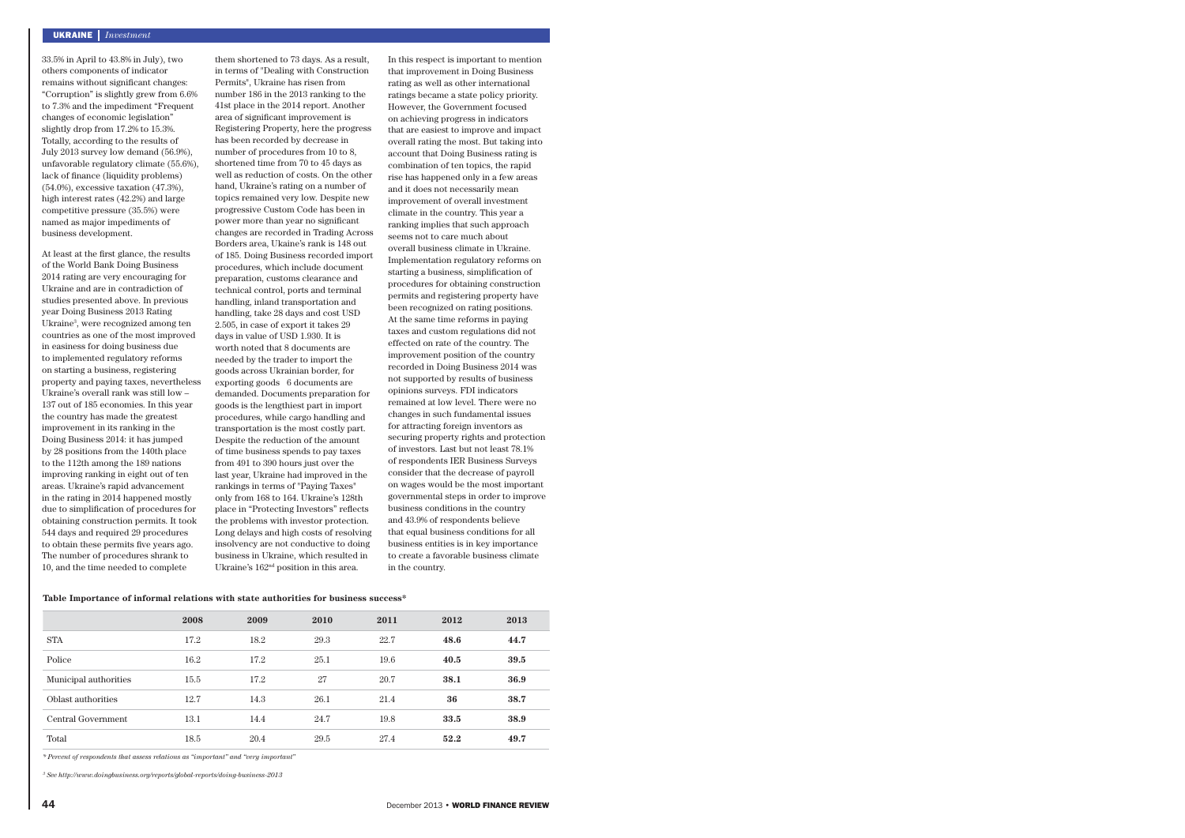33.5% in April to 43.8% in July), two others components of indicator remains without significant changes: "Corruption" is slightly grew from 6.6% to 7.3% and the impediment "Frequent changes of economic legislation" slightly drop from 17.2% to 15.3%. Totally, according to the results of July 2013 survey low demand (56.9%), unfavorable regulatory climate (55.6%), lack of finance (liquidity problems) (54.0%), excessive taxation (47.3%), high interest rates (42.2%) and large competitive pressure (35.5%) were named as major impediments of business development.

At least at the first glance, the results of the World Bank Doing Business 2014 rating are very encouraging for Ukraine and are in contradiction of studies presented above. In previous year Doing Business 2013 Rating Ukraine[3], were recognized among ten countries as one of the most improved in easiness for doing business due to implemented regulatory reforms on starting a business, registering property and paying taxes, nevertheless Ukraine's overall rank was still low – 137 out of 185 economies. In this year the country has made the greatest improvement in its ranking in the Doing Business 2014: it has jumped by 28 positions from the 140th place to the 112th among the 189 nations improving ranking in eight out of ten areas. Ukraine's rapid advancement in the rating in 2014 happened mostly due to simplification of procedures for obtaining construction permits. It took 544 days and required 29 procedures to obtain these permits five years ago. The number of procedures shrank to 10, and the time needed to complete them shortened to 73 days. As a result, in terms of "Dealing with Construction Permits", Ukraine has risen from number 186 in the 2013 ranking to the 41st place in the 2014 report. Another area of significant improvement is Registering Property, here the progress has been recorded by decrease in number of procedures from 10 to 8, shortened time from 70 to 45 days as well as reduction of costs. On the other hand, Ukraine's rating on a number of topics remained very low. Despite new progressive Custom Code has been in power more than year no significant changes are recorded in Trading Across Borders area, Ukaine's rank is 148 out of 185. Doing Business recorded import procedures, which include document preparation, customs clearance and technical control, ports and terminal handling, inland transportation and handling, take 28 days and cost USD 2.505, in case of export it takes 29 days in value of USD 1.930. It is worth noted that 8 documents are needed by the trader to import the goods across Ukrainian border, for exporting goods 6 documents are demanded. Documents preparation for goods is the lengthiest part in import procedures, while cargo handling and transportation is the most costly part. Despite the reduction of the amount of time business spends to pay taxes from 491 to 390 hours just over the last year, Ukraine had improved in the rankings in terms of "Paying Taxes" only from 168 to 164. Ukraine's 128th place in "Protecting Investors" reflects the problems with investor protection. Long delays and high costs of resolving insolvency are not conductive to doing business in Ukraine, which resulted in Ukraine's 162nd position in this area.

In this respect is important to mention that improvement in Doing Business rating as well as other international ratings became a state policy priority. However, the Government focused on achieving progress in indicators that are easiest to improve and impact overall rating the most. But taking into account that Doing Business rating is combination of ten topics, the rapid rise has happened only in a few areas and it does not necessarily mean improvement of overall investment climate in the country. This year a ranking implies that such approach seems not to care much about overall business climate in Ukraine. Implementation regulatory reforms on starting a business, simplification of procedures for obtaining construction permits and registering property have been recognized on rating positions. At the same time reforms in paying taxes and custom regulations did not effected on rate of the country. The improvement position of the country recorded in Doing Business 2014 was not supported by results of business opinions surveys. FDI indicators remained at low level. There were no changes in such fundamental issues for attracting foreign inventors as securing property rights and protection of investors. Last but not least 78.1% of respondents IER Business Surveys consider that the decrease of payroll on wages would be the most important governmental steps in order to improve business conditions in the country and 43.9% of respondents believe that equal business conditions for all business entities is in key importance to create a favorable business climate in the country.

**Table Importance of informal relations with state authorities for business success***

| | 2008 | 2009 | 2010 | 2011 | 2012 | 2013 |
|---|---|---|---|---|---|---|
| STA | 17.2 | 18.2 | 29.3 | 22.7 | **48.6** | **44.7** |
| Police | 16.2 | 17.2 | 25.1 | 19.6 | **40.5** | **39.5** |
| Municipal authorities | 15.5 | 17.2 | 27 | 20.7 | **38.1** | **36.9** |
| Oblast authorities | 12.7 | 14.3 | 26.1 | 21.4 | **36** | **38.7** |
| Central Government | 13.1 | 14.4 | 24.7 | 19.8 | **33.5** | **38.9** |
| Total | 18.5 | 20.4 | 29.5 | 27.4 | **52.2** | **49.7** |

*\* Percent of respondents that assess relations as "important" and "very important"*

*[3] See http://www.doingbusiness.org/reports/global-reports/doing-business-2013*